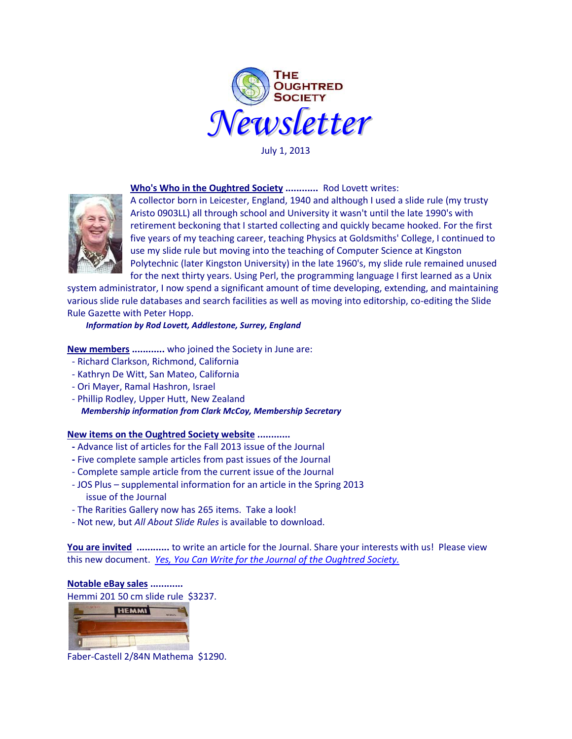# The Oughtred Society Newsletter

July 1, 2013

**Who's Who in the Oughtred Society ............** Rod Lovett writes:
A collector born in Leicester, England, 1940 and although I used a slide rule (my trusty Aristo 0903LL) all through school and University it wasn't until the late 1990's with retirement beckoning that I started collecting and quickly became hooked. For the first five years of my teaching career, teaching Physics at Goldsmiths' College, I continued to use my slide rule but moving into the teaching of Computer Science at Kingston Polytechnic (later Kingston University) in the late 1960's, my slide rule remained unused for the next thirty years. Using Perl, the programming language I first learned as a Unix system administrator, I now spend a significant amount of time developing, extending, and maintaining various slide rule databases and search facilities as well as moving into editorship, co-editing the Slide Rule Gazette with Peter Hopp.

*Information by Rod Lovett, Addlestone, Surrey, England*

**New members ............** who joined the Society in June are:

- Richard Clarkson, Richmond, California
- Kathryn De Witt, San Mateo, California
- Ori Mayer, Ramal Hashron, Israel
- Phillip Rodley, Upper Hutt, New Zealand

*Membership information from Clark McCoy, Membership Secretary*

**New items on the Oughtred Society website ............**

- Advance list of articles for the Fall 2013 issue of the Journal
- Five complete sample articles from past issues of the Journal
- Complete sample article from the current issue of the Journal
- JOS Plus – supplemental information for an article in the Spring 2013 issue of the Journal
- The Rarities Gallery now has 265 items. Take a look!
- Not new, but *All About Slide Rules* is available to download.

**You are invited ............** to write an article for the Journal. Share your interests with us! Please view this new document. *Yes, You Can Write for the Journal of the Oughtred Society.*

**Notable eBay sales ............**

Hemmi 201 50 cm slide rule $3237.

Faber-Castell 2/84N Mathema $1290.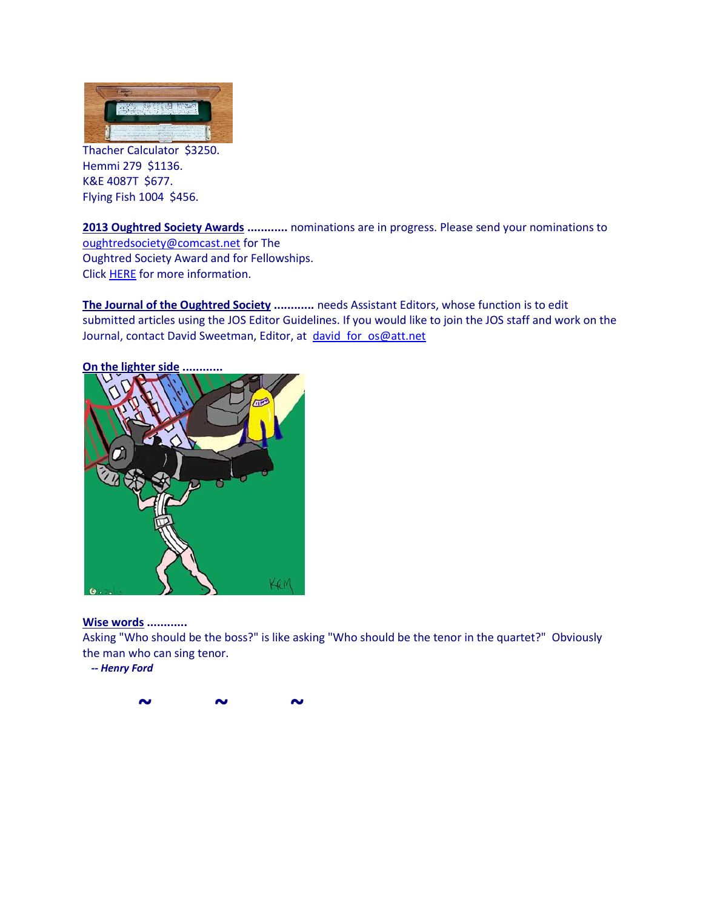Thacher Calculator  $3250.
Hemmi 279  $1136.
K&E 4087T  $677.
Flying Fish 1004  $456.

**2013 Oughtred Society Awards ............** nominations are in progress. Please send your nominations to oughtredsociety@comcast.net for The Oughtred Society Award and for Fellowships.
Click HERE for more information.

**The Journal of the Oughtred Society ............** needs Assistant Editors, whose function is to edit submitted articles using the JOS Editor Guidelines. If you would like to join the JOS staff and work on the Journal, contact David Sweetman, Editor, at david_for_os@att.net

**On the lighter side ............**

**Wise words ............**
Asking "Who should be the boss?" is like asking "Who should be the tenor in the quartet?"  Obviously the man who can sing tenor.
***-- Henry Ford***

~ ~ ~